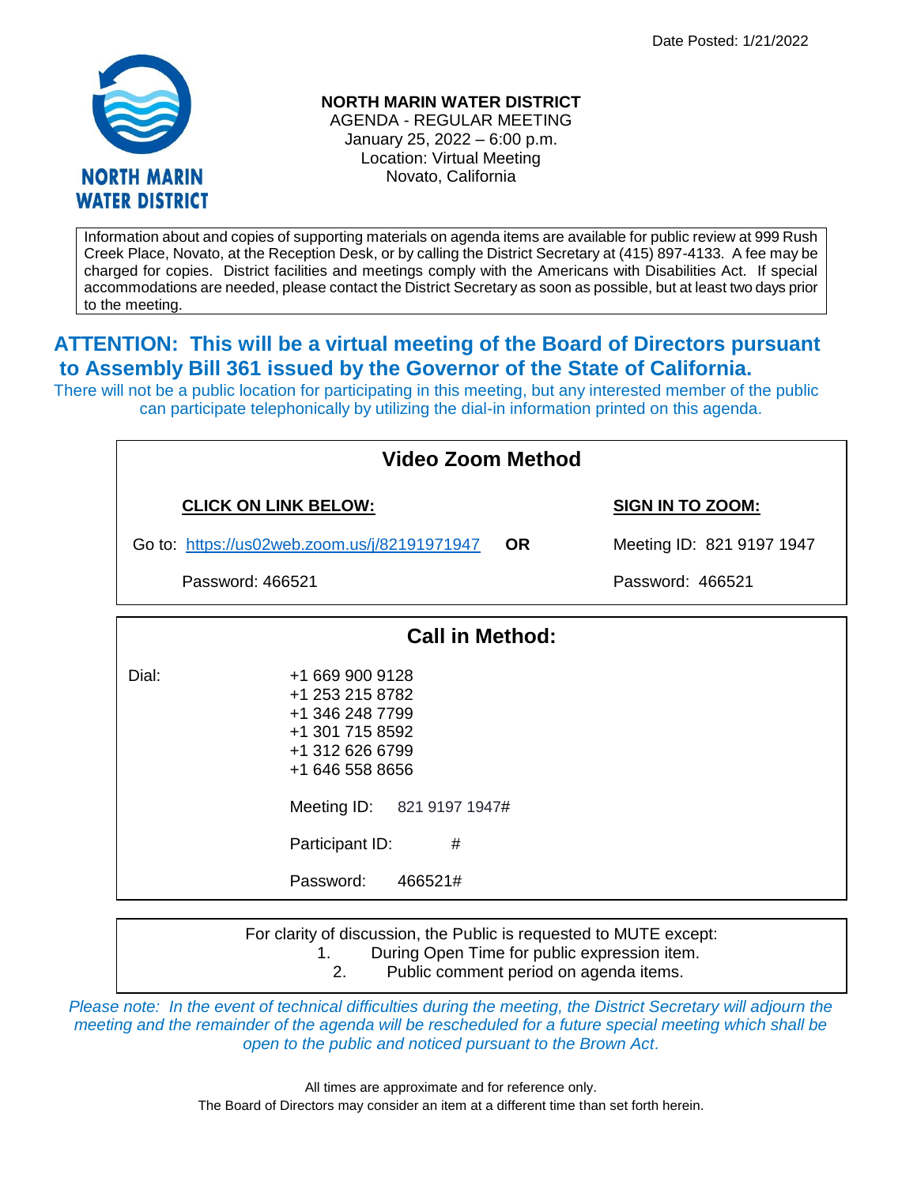Date Posted: 1/21/2022

NORTH MARIN WATER DISTRICT

# NORTH MARIN WATER DISTRICT

AGENDA - REGULAR MEETING
January 25, 2022 – 6:00 p.m.
Location: Virtual Meeting
Novato, California

Information about and copies of supporting materials on agenda items are available for public review at 999 Rush Creek Place, Novato, at the Reception Desk, or by calling the District Secretary at (415) 897-4133. A fee may be charged for copies. District facilities and meetings comply with the Americans with Disabilities Act. If special accommodations are needed, please contact the District Secretary as soon as possible, but at least two days prior to the meeting.

## ATTENTION: This will be a virtual meeting of the Board of Directors pursuant to Assembly Bill 361 issued by the Governor of the State of California.

There will not be a public location for participating in this meeting, but any interested member of the public can participate telephonically by utilizing the dial-in information printed on this agenda.

### Video Zoom Method

| **CLICK ON LINK BELOW:** | | **SIGN IN TO ZOOM:** |
|---|---|---|
| Go to: https://us02web.zoom.us/j/82191971947 | **OR** | Meeting ID: 821 9197 1947 |
| Password: 466521 | | Password: 466521 |

### Call in Method:

Dial:
+1 669 900 9128
+1 253 215 8782
+1 346 248 7799
+1 301 715 8592
+1 312 626 6799
+1 646 558 8656

Meeting ID: 821 9197 1947#

Participant ID: #

Password: 466521#

For clarity of discussion, the Public is requested to MUTE except:
1. During Open Time for public expression item.
2. Public comment period on agenda items.

*Please note: In the event of technical difficulties during the meeting, the District Secretary will adjourn the meeting and the remainder of the agenda will be rescheduled for a future special meeting which shall be open to the public and noticed pursuant to the Brown Act.*

All times are approximate and for reference only.
The Board of Directors may consider an item at a different time than set forth herein.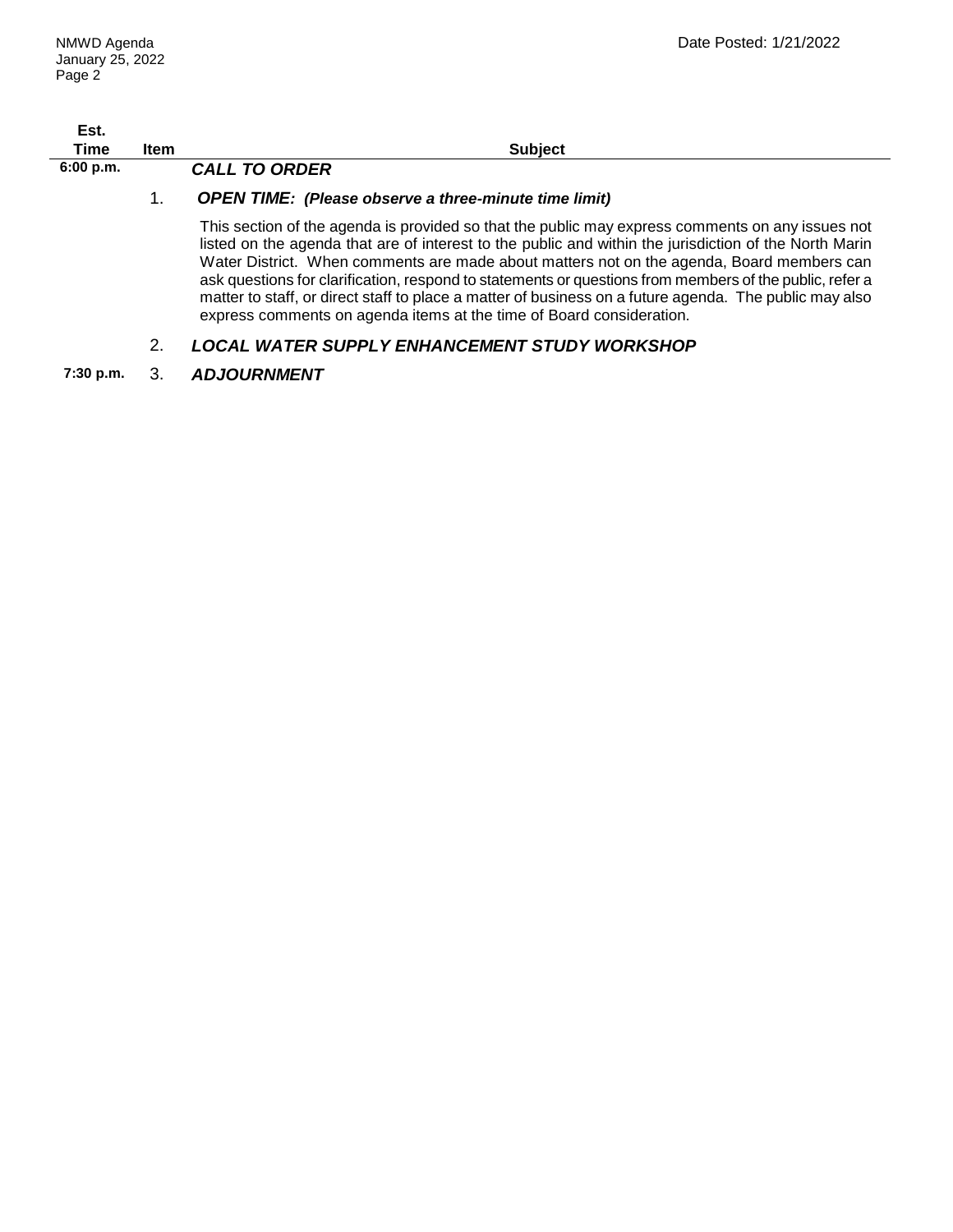| Est. Time | Item | Subject |
|---|---|---|
| 6:00 p.m. | | ***CALL TO ORDER*** |
| | 1. | ***OPEN TIME: (Please observe a three-minute time limit)*** |
| | | This section of the agenda is provided so that the public may express comments on any issues not listed on the agenda that are of interest to the public and within the jurisdiction of the North Marin Water District. When comments are made about matters not on the agenda, Board members can ask questions for clarification, respond to statements or questions from members of the public, refer a matter to staff, or direct staff to place a matter of business on a future agenda. The public may also express comments on agenda items at the time of Board consideration. |
| | 2. | ***LOCAL WATER SUPPLY ENHANCEMENT STUDY WORKSHOP*** |
| 7:30 p.m. | 3. | ***ADJOURNMENT*** |